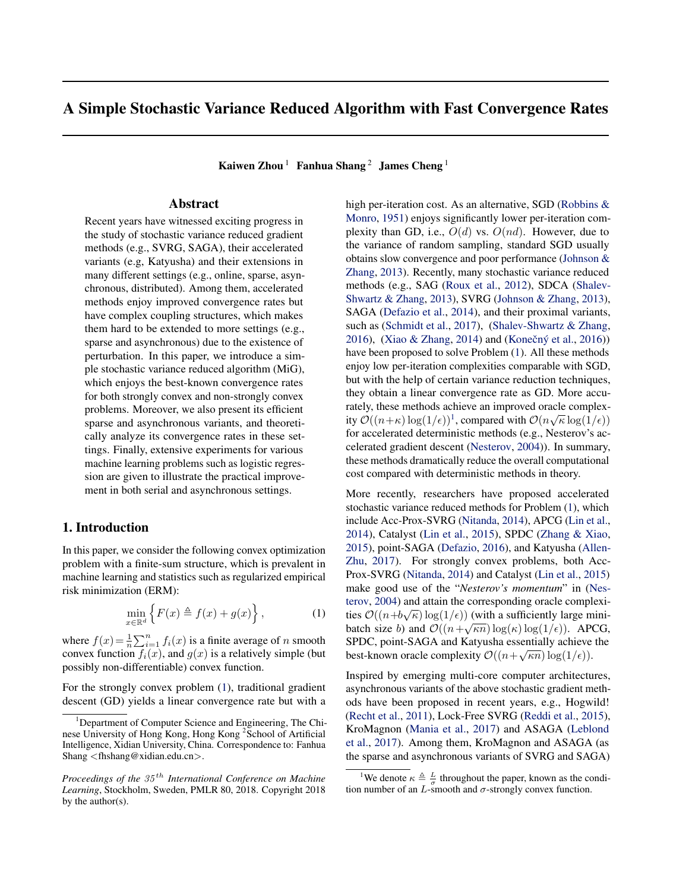# A Simple Stochastic Variance Reduced Algorithm with Fast Convergence Rates

**Kaiwen Zhou** [1] **Fanhua Shang** [2] **James Cheng** [1]

## Abstract

Recent years have witnessed exciting progress in the study of stochastic variance reduced gradient methods (e.g., SVRG, SAGA), their accelerated variants (e.g, Katyusha) and their extensions in many different settings (e.g., online, sparse, asynchronous, distributed). Among them, accelerated methods enjoy improved convergence rates but have complex coupling structures, which makes them hard to be extended to more settings (e.g., sparse and asynchronous) due to the existence of perturbation. In this paper, we introduce a simple stochastic variance reduced algorithm (MiG), which enjoys the best-known convergence rates for both strongly convex and non-strongly convex problems. Moreover, we also present its efficient sparse and asynchronous variants, and theoretically analyze its convergence rates in these settings. Finally, extensive experiments for various machine learning problems such as logistic regression are given to illustrate the practical improvement in both serial and asynchronous settings.

## 1. Introduction

In this paper, we consider the following convex optimization problem with a finite-sum structure, which is prevalent in machine learning and statistics such as regularized empirical risk minimization (ERM):

$$\min_{x\in\mathbb{R}^d}\left\{F(x)\triangleq f(x)+g(x)\right\}, \tag{1}$$

where $f(x)=\frac{1}{n}\sum_{i=1}^{n}f_i(x)$ is a finite average of $n$ smooth convex function $f_i(x)$, and $g(x)$ is a relatively simple (but possibly non-differentiable) convex function.

For the strongly convex problem (1), traditional gradient descent (GD) yields a linear convergence rate but with a high per-iteration cost. As an alternative, SGD (Robbins & Monro, 1951) enjoys significantly lower per-iteration complexity than GD, i.e., $O(d)$ vs. $O(nd)$. However, due to the variance of random sampling, standard SGD usually obtains slow convergence and poor performance (Johnson & Zhang, 2013). Recently, many stochastic variance reduced methods (e.g., SAG (Roux et al., 2012), SDCA (Shalev-Shwartz & Zhang, 2013), SVRG (Johnson & Zhang, 2013), SAGA (Defazio et al., 2014), and their proximal variants, such as (Schmidt et al., 2017), (Shalev-Shwartz & Zhang, 2016), (Xiao & Zhang, 2014) and (Konečný et al., 2016)) have been proposed to solve Problem (1). All these methods enjoy low per-iteration complexities comparable with SGD, but with the help of certain variance reduction techniques, they obtain a linear convergence rate as GD. More accurately, these methods achieve an improved oracle complexity $\mathcal{O}((n+\kappa)\log(1/\epsilon))$[1], compared with $\mathcal{O}(n\sqrt{\kappa}\log(1/\epsilon))$ for accelerated deterministic methods (e.g., Nesterov's accelerated gradient descent (Nesterov, 2004)). In summary, these methods dramatically reduce the overall computational cost compared with deterministic methods in theory.

More recently, researchers have proposed accelerated stochastic variance reduced methods for Problem (1), which include Acc-Prox-SVRG (Nitanda, 2014), APCG (Lin et al., 2014), Catalyst (Lin et al., 2015), SPDC (Zhang & Xiao, 2015), point-SAGA (Defazio, 2016), and Katyusha (Allen-Zhu, 2017). For strongly convex problems, both Acc-Prox-SVRG (Nitanda, 2014) and Catalyst (Lin et al., 2015) make good use of the "*Nesterov's momentum*" in (Nesterov, 2004) and attain the corresponding oracle complexities $\mathcal{O}((n+b\sqrt{\kappa})\log(1/\epsilon))$ (with a sufficiently large mini-batch size $b$) and $\mathcal{O}((n+\sqrt{\kappa n})\log(\kappa)\log(1/\epsilon))$. APCG, SPDC, point-SAGA and Katyusha essentially achieve the best-known oracle complexity $\mathcal{O}((n+\sqrt{\kappa n})\log(1/\epsilon))$.

Inspired by emerging multi-core computer architectures, asynchronous variants of the above stochastic gradient methods have been proposed in recent years, e.g., Hogwild! (Recht et al., 2011), Lock-Free SVRG (Reddi et al., 2015), KroMagnon (Mania et al., 2017) and ASAGA (Leblond et al., 2017). Among them, KroMagnon and ASAGA (as the sparse and asynchronous variants of SVRG and SAGA)

[1] Department of Computer Science and Engineering, The Chinese University of Hong Kong, Hong Kong [2] School of Artificial Intelligence, Xidian University, China. Correspondence to: Fanhua Shang <fhshang@xidian.edu.cn>.

*Proceedings of the 35th International Conference on Machine Learning*, Stockholm, Sweden, PMLR 80, 2018. Copyright 2018 by the author(s).

[1] We denote $\kappa\triangleq\frac{L}{\sigma}$ throughout the paper, known as the condition number of an $L$-smooth and $\sigma$-strongly convex function.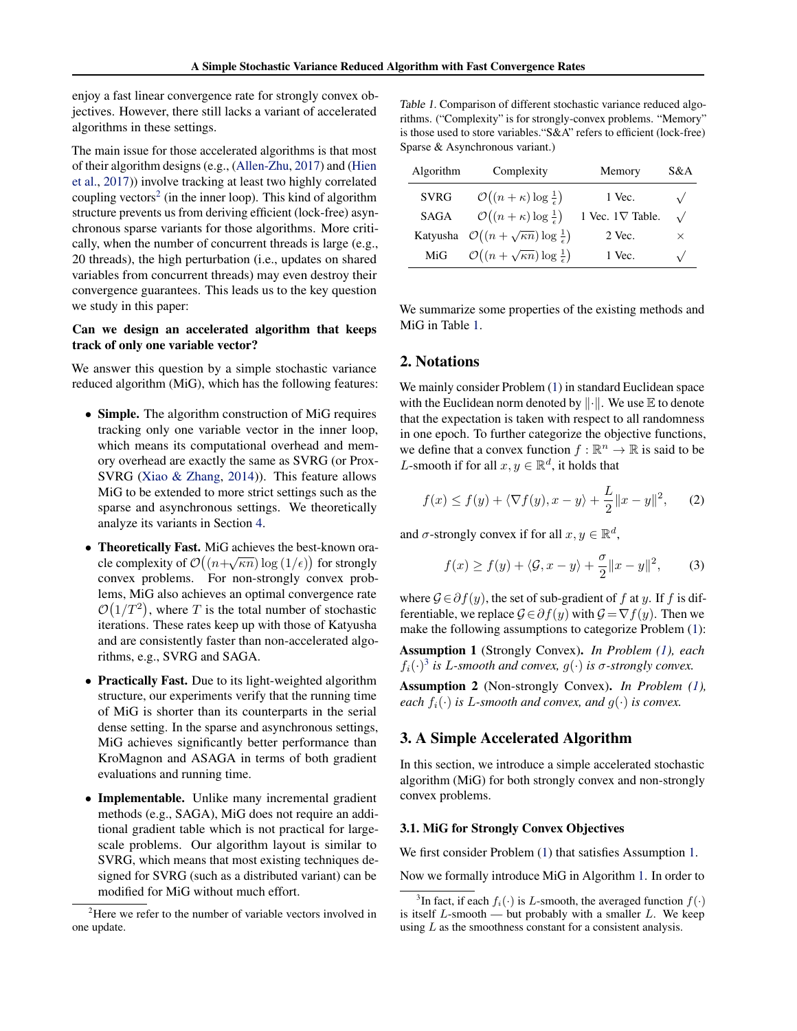enjoy a fast linear convergence rate for strongly convex objectives. However, there still lacks a variant of accelerated algorithms in these settings.

The main issue for those accelerated algorithms is that most of their algorithm designs (e.g., (Allen-Zhu, 2017) and (Hien et al., 2017)) involve tracking at least two highly correlated coupling vectors[2] (in the inner loop). This kind of algorithm structure prevents us from deriving efficient (lock-free) asynchronous sparse variants for those algorithms. More critically, when the number of concurrent threads is large (e.g., 20 threads), the high perturbation (i.e., updates on shared variables from concurrent threads) may even destroy their convergence guarantees. This leads us to the key question we study in this paper:

**Can we design an accelerated algorithm that keeps track of only one variable vector?**

We answer this question by a simple stochastic variance reduced algorithm (MiG), which has the following features:

- **Simple.** The algorithm construction of MiG requires tracking only one variable vector in the inner loop, which means its computational overhead and memory overhead are exactly the same as SVRG (or Prox-SVRG (Xiao & Zhang, 2014)). This feature allows MiG to be extended to more strict settings such as the sparse and asynchronous settings. We theoretically analyze its variants in Section 4.
- **Theoretically Fast.** MiG achieves the best-known oracle complexity of $\mathcal{O}\big((n+\sqrt{\kappa n})\log(1/\epsilon)\big)$ for strongly convex problems. For non-strongly convex problems, MiG also achieves an optimal convergence rate $\mathcal{O}\big(1/T^2\big)$, where $T$ is the total number of stochastic iterations. These rates keep up with those of Katyusha and are consistently faster than non-accelerated algorithms, e.g., SVRG and SAGA.
- **Practically Fast.** Due to its light-weighted algorithm structure, our experiments verify that the running time of MiG is shorter than its counterparts in the serial dense setting. In the sparse and asynchronous settings, MiG achieves significantly better performance than KroMagnon and ASAGA in terms of both gradient evaluations and running time.
- **Implementable.** Unlike many incremental gradient methods (e.g., SAGA), MiG does not require an additional gradient table which is not practical for large-scale problems. Our algorithm layout is similar to SVRG, which means that most existing techniques designed for SVRG (such as a distributed variant) can be modified for MiG without much effort.

[2] Here we refer to the number of variable vectors involved in one update.

Table 1. Comparison of different stochastic variance reduced algorithms. ("Complexity" is for strongly-convex problems. "Memory" is those used to store variables."S&A" refers to efficient (lock-free) Sparse & Asynchronous variant.)

| Algorithm | Complexity | Memory | S&A |
|---|---|---|---|
| SVRG | $\mathcal{O}\big((n+\kappa)\log\frac{1}{\epsilon}\big)$ | 1 Vec. | √ |
| SAGA | $\mathcal{O}\big((n+\kappa)\log\frac{1}{\epsilon}\big)$ | 1 Vec. 1∇ Table. | √ |
| Katyusha | $\mathcal{O}\big((n+\sqrt{\kappa n})\log\frac{1}{\epsilon}\big)$ | 2 Vec. | × |
| MiG | $\mathcal{O}\big((n+\sqrt{\kappa n})\log\frac{1}{\epsilon}\big)$ | 1 Vec. | √ |

We summarize some properties of the existing methods and MiG in Table 1.

## 2. Notations

We mainly consider Problem (1) in standard Euclidean space with the Euclidean norm denoted by $\|\cdot\|$. We use $\mathbb{E}$ to denote that the expectation is taken with respect to all randomness in one epoch. To further categorize the objective functions, we define that a convex function $f:\mathbb{R}^n\rightarrow\mathbb{R}$ is said to be $L$-smooth if for all $x,y\in\mathbb{R}^d$, it holds that

$$f(x)\leq f(y)+\langle\nabla f(y),x-y\rangle+\frac{L}{2}\|x-y\|^2, \qquad (2)$$

and $\sigma$-strongly convex if for all $x,y\in\mathbb{R}^d$,

$$f(x)\geq f(y)+\langle\mathcal{G},x-y\rangle+\frac{\sigma}{2}\|x-y\|^2, \qquad (3)$$

where $\mathcal{G}\in\partial f(y)$, the set of sub-gradient of $f$ at $y$. If $f$ is differentiable, we replace $\mathcal{G}\in\partial f(y)$ with $\mathcal{G}=\nabla f(y)$. Then we make the following assumptions to categorize Problem (1):

**Assumption 1** (Strongly Convex). *In Problem (1), each $f_i(\cdot)$[3] is $L$-smooth and convex, $g(\cdot)$ is $\sigma$-strongly convex.*

**Assumption 2** (Non-strongly Convex). *In Problem (1), each $f_i(\cdot)$ is $L$-smooth and convex, and $g(\cdot)$ is convex.*

## 3. A Simple Accelerated Algorithm

In this section, we introduce a simple accelerated stochastic algorithm (MiG) for both strongly convex and non-strongly convex problems.

### 3.1. MiG for Strongly Convex Objectives

We first consider Problem (1) that satisfies Assumption 1.

Now we formally introduce MiG in Algorithm 1. In order to

[3] In fact, if each $f_i(\cdot)$ is $L$-smooth, the averaged function $f(\cdot)$ is itself $L$-smooth — but probably with a smaller $L$. We keep using $L$ as the smoothness constant for a consistent analysis.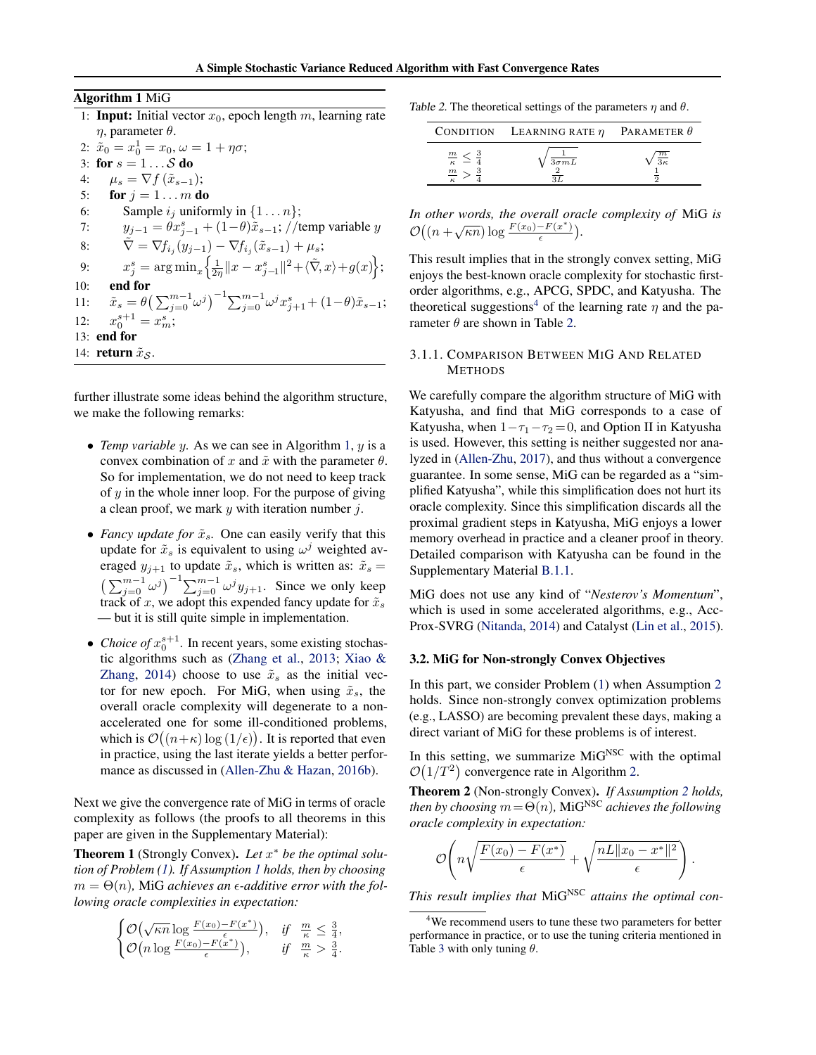**Algorithm 1** MiG

1: **Input:** Initial vector $x_0$, epoch length $m$, learning rate $\eta$, parameter $\theta$.
2: $\tilde{x}_0 = x_0^1 = x_0, \omega = 1 + \eta\sigma$;
3: **for** $s = 1 \ldots \mathcal{S}$ **do**
4: $\quad \mu_s = \nabla f(\tilde{x}_{s-1})$;
5: $\quad$ **for** $j = 1 \ldots m$ **do**
6: $\quad\quad$ Sample $i_j$ uniformly in $\{1 \ldots n\}$;
7: $\quad\quad y_{j-1} = \theta x_{j-1}^s + (1-\theta)\tilde{x}_{s-1}$; //temp variable $y$
8: $\quad\quad \tilde{\nabla} = \nabla f_{i_j}(y_{j-1}) - \nabla f_{i_j}(\tilde{x}_{s-1}) + \mu_s$;
9: $\quad\quad x_j^s = \arg\min_x \Big\{\frac{1}{2\eta}\|x - x_{j-1}^s\|^2 + \langle \tilde{\nabla}, x \rangle + g(x)\Big\}$;
10: $\quad$ **end for**
11: $\quad \tilde{x}_s = \theta\big(\sum_{j=0}^{m-1} \omega^j\big)^{-1} \sum_{j=0}^{m-1} \omega^j x_{j+1}^s + (1-\theta)\tilde{x}_{s-1}$;
12: $\quad x_0^{s+1} = x_m^s$;
13: **end for**
14: **return** $\tilde{x}_{\mathcal{S}}$.

further illustrate some ideas behind the algorithm structure, we make the following remarks:

- *Temp variable $y$.* As we can see in Algorithm 1, $y$ is a convex combination of $x$ and $\tilde{x}$ with the parameter $\theta$. So for implementation, we do not need to keep track of $y$ in the whole inner loop. For the purpose of giving a clean proof, we mark $y$ with iteration number $j$.
- *Fancy update for $\tilde{x}_s$.* One can easily verify that this update for $\tilde{x}_s$ is equivalent to using $\omega^j$ weighted averaged $y_{j+1}$ to update $\tilde{x}_s$, which is written as: $\tilde{x}_s = \big(\sum_{j=0}^{m-1} \omega^j\big)^{-1} \sum_{j=0}^{m-1} \omega^j y_{j+1}$. Since we only keep track of $x$, we adopt this expended fancy update for $\tilde{x}_s$ — but it is still quite simple in implementation.
- *Choice of $x_0^{s+1}$.* In recent years, some existing stochastic algorithms such as (Zhang et al., 2013; Xiao & Zhang, 2014) choose to use $\tilde{x}_s$ as the initial vector for new epoch. For MiG, when using $\tilde{x}_s$, the overall oracle complexity will degenerate to a non-accelerated one for some ill-conditioned problems, which is $\mathcal{O}\big((n+\kappa)\log(1/\epsilon)\big)$. It is reported that even in practice, using the last iterate yields a better performance as discussed in (Allen-Zhu & Hazan, 2016b).

Next we give the convergence rate of MiG in terms of oracle complexity as follows (the proofs to all theorems in this paper are given in the Supplementary Material):

**Theorem 1** (Strongly Convex). *Let $x^*$ be the optimal solution of Problem (1). If Assumption 1 holds, then by choosing $m = \Theta(n)$,* MiG *achieves an $\epsilon$-additive error with the following oracle complexities in expectation:*

$$\begin{cases} \mathcal{O}\big(\sqrt{\kappa n}\log\frac{F(x_0)-F(x^*)}{\epsilon}\big), & \text{if } \ \frac{m}{\kappa} \leq \frac{3}{4}, \\ \mathcal{O}\big(n\log\frac{F(x_0)-F(x^*)}{\epsilon}\big), & \text{if } \ \frac{m}{\kappa} > \frac{3}{4}. \end{cases}$$

*In other words, the overall oracle complexity of* MiG *is* $\mathcal{O}\big((n+\sqrt{\kappa n})\log\frac{F(x_0)-F(x^*)}{\epsilon}\big)$.

Table 2. The theoretical settings of the parameters $\eta$ and $\theta$.

| Condition | Learning rate $\eta$ | Parameter $\theta$ |
|---|---|---|
| $\frac{m}{\kappa} \leq \frac{3}{4}$ | $\sqrt{\frac{1}{3\sigma m L}}$ | $\sqrt{\frac{m}{3\kappa}}$ |
| $\frac{m}{\kappa} > \frac{3}{4}$ | $\frac{2}{3L}$ | $\frac{1}{2}$ |

This result implies that in the strongly convex setting, MiG enjoys the best-known oracle complexity for stochastic first-order algorithms, e.g., APCG, SPDC, and Katyusha. The theoretical suggestions[4] of the learning rate $\eta$ and the parameter $\theta$ are shown in Table 2.

#### 3.1.1. Comparison Between MiG and Related Methods

We carefully compare the algorithm structure of MiG with Katyusha, and find that MiG corresponds to a case of Katyusha, when $1-\tau_1-\tau_2=0$, and Option II in Katyusha is used. However, this setting is neither suggested nor analyzed in (Allen-Zhu, 2017), and thus without a convergence guarantee. In some sense, MiG can be regarded as a "simplified Katyusha", while this simplification does not hurt its oracle complexity. Since this simplification discards all the proximal gradient steps in Katyusha, MiG enjoys a lower memory overhead in practice and a cleaner proof in theory. Detailed comparison with Katyusha can be found in the Supplementary Material B.1.1.

MiG does not use any kind of "*Nesterov's Momentum*", which is used in some accelerated algorithms, e.g., Acc-Prox-SVRG (Nitanda, 2014) and Catalyst (Lin et al., 2015).

### 3.2. MiG for Non-strongly Convex Objectives

In this part, we consider Problem (1) when Assumption 2 holds. Since non-strongly convex optimization problems (e.g., LASSO) are becoming prevalent these days, making a direct variant of MiG for these problems is of interest.

In this setting, we summarize MiG$^{\text{NSC}}$ with the optimal $\mathcal{O}\big(1/T^2\big)$ convergence rate in Algorithm 2.

**Theorem 2** (Non-strongly Convex). *If Assumption 2 holds, then by choosing $m=\Theta(n)$,* MiG$^{\text{NSC}}$ *achieves the following oracle complexity in expectation:*

$$\mathcal{O}\left(n\sqrt{\frac{F(x_0)-F(x^*)}{\epsilon}} + \sqrt{\frac{nL\|x_0-x^*\|^2}{\epsilon}}\right).$$

*This result implies that* MiG$^{\text{NSC}}$ *attains the optimal con-*

[4] We recommend users to tune these two parameters for better performance in practice, or to use the tuning criteria mentioned in Table 3 with only tuning $\theta$.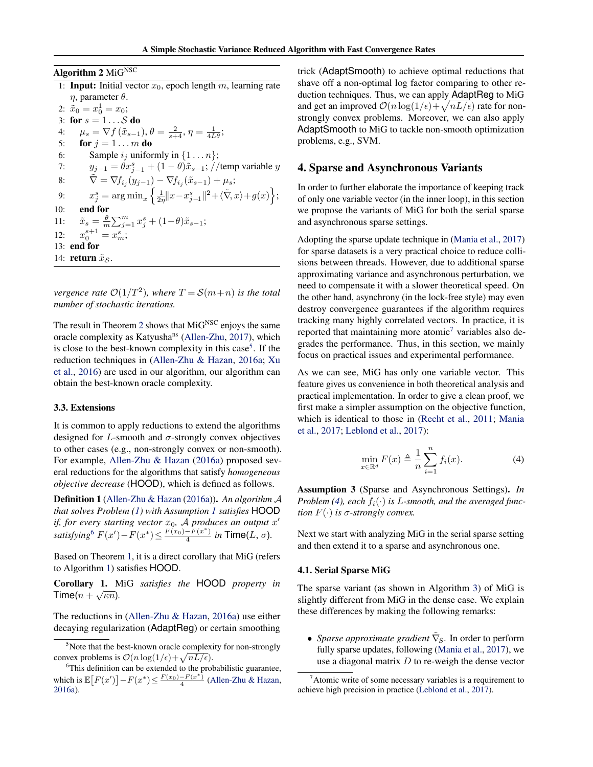**Algorithm 2** MiG$^{\text{NSC}}$

1: **Input:** Initial vector $x_0$, epoch length $m$, learning rate $\eta$, parameter $\theta$.
2: $\tilde{x}_0 = x_0^1 = x_0$;
3: **for** $s = 1 \dots \mathcal{S}$ **do**
4: $\quad\mu_s = \nabla f(\tilde{x}_{s-1})$, $\theta = \frac{2}{s+4}$, $\eta = \frac{1}{4L\theta}$;
5: $\quad$**for** $j = 1 \dots m$ **do**
6: $\quad\quad$Sample $i_j$ uniformly in $\{1 \dots n\}$;
7: $\quad\quad y_{j-1} = \theta x_{j-1}^s + (1-\theta)\tilde{x}_{s-1}$; //temp variable $y$
8: $\quad\quad \tilde{\nabla} = \nabla f_{i_j}(y_{j-1}) - \nabla f_{i_j}(\tilde{x}_{s-1}) + \mu_s$;
9: $\quad\quad x_j^s = \arg\min_x \left\{ \frac{1}{2\eta}\|x - x_{j-1}^s\|^2 + \langle \tilde{\nabla}, x\rangle + g(x) \right\}$;
10: $\quad$**end for**
11: $\quad\tilde{x}_s = \frac{\theta}{m}\sum_{j=1}^m x_j^s + (1-\theta)\tilde{x}_{s-1}$;
12: $\quad x_0^{s+1} = x_m^s$;
13: **end for**
14: **return** $\tilde{x}_{\mathcal{S}}$.

*vergence rate $\mathcal{O}(1/T^2)$, where $T = \mathcal{S}(m+n)$ is the total number of stochastic iterations.*

The result in Theorem 2 shows that MiG$^{\text{NSC}}$ enjoys the same oracle complexity as Katyusha$^{\text{ns}}$ (Allen-Zhu, 2017), which is close to the best-known complexity in this case[5]. If the reduction techniques in (Allen-Zhu & Hazan, 2016a; Xu et al., 2016) are used in our algorithm, our algorithm can obtain the best-known oracle complexity.

### 3.3. Extensions

It is common to apply reductions to extend the algorithms designed for $L$-smooth and $\sigma$-strongly convex objectives to other cases (e.g., non-strongly convex or non-smooth). For example, Allen-Zhu & Hazan (2016a) proposed several reductions for the algorithms that satisfy *homogeneous objective decrease* (HOOD), which is defined as follows.

**Definition 1** (Allen-Zhu & Hazan (2016a)). *An algorithm $\mathcal{A}$ that solves Problem (1) with Assumption 1 satisfies* HOOD *if, for every starting vector $x_0$, $\mathcal{A}$ produces an output $x'$ satisfying*[6] $F(x') - F(x^*) \leq \frac{F(x_0) - F(x^*)}{4}$ *in* $\mathsf{Time}(L, \sigma)$.

Based on Theorem 1, it is a direct corollary that MiG (refers to Algorithm 1) satisfies HOOD.

**Corollary 1.** MiG *satisfies the* HOOD *property in* $\mathsf{Time}(n + \sqrt{\kappa n})$.

The reductions in (Allen-Zhu & Hazan, 2016a) use either decaying regularization (AdaptReg) or certain smoothing trick (AdaptSmooth) to achieve optimal reductions that shave off a non-optimal log factor comparing to other reduction techniques. Thus, we can apply AdaptReg to MiG and get an improved $\mathcal{O}(n\log(1/\epsilon) + \sqrt{nL/\epsilon})$ rate for non-strongly convex problems. Moreover, we can also apply AdaptSmooth to MiG to tackle non-smooth optimization problems, e.g., SVM.

[5] Note that the best-known oracle complexity for non-strongly convex problems is $\mathcal{O}(n\log(1/\epsilon) + \sqrt{nL/\epsilon})$.

[6] This definition can be extended to the probabilistic guarantee, which is $\mathbb{E}\big[F(x')\big] - F(x^*) \leq \frac{F(x_0) - F(x^*)}{4}$ (Allen-Zhu & Hazan, 2016a).

## 4. Sparse and Asynchronous Variants

In order to further elaborate the importance of keeping track of only one variable vector (in the inner loop), in this section we propose the variants of MiG for both the serial sparse and asynchronous sparse settings.

Adopting the sparse update technique in (Mania et al., 2017) for sparse datasets is a very practical choice to reduce collisions between threads. However, due to additional sparse approximating variance and asynchronous perturbation, we need to compensate it with a slower theoretical speed. On the other hand, asynchrony (in the lock-free style) may even destroy convergence guarantees if the algorithm requires tracking many highly correlated vectors. In practice, it is reported that maintaining more atomic[7] variables also degrades the performance. Thus, in this section, we mainly focus on practical issues and experimental performance.

As we can see, MiG has only one variable vector. This feature gives us convenience in both theoretical analysis and practical implementation. In order to give a clean proof, we first make a simpler assumption on the objective function, which is identical to those in (Recht et al., 2011; Mania et al., 2017; Leblond et al., 2017):

$$\min_{x \in \mathbb{R}^d} F(x) \triangleq \frac{1}{n}\sum_{i=1}^n f_i(x). \tag{4}$$

**Assumption 3** (Sparse and Asynchronous Settings). *In Problem (4), each $f_i(\cdot)$ is $L$-smooth, and the averaged function $F(\cdot)$ is $\sigma$-strongly convex.*

Next we start with analyzing MiG in the serial sparse setting and then extend it to a sparse and asynchronous one.

### 4.1. Serial Sparse MiG

The sparse variant (as shown in Algorithm 3) of MiG is slightly different from MiG in the dense case. We explain these differences by making the following remarks:

- *Sparse approximate gradient* $\tilde{\nabla}_S$. In order to perform fully sparse updates, following (Mania et al., 2017), we use a diagonal matrix $D$ to re-weigh the dense vector

[7] Atomic write of some necessary variables is a requirement to achieve high precision in practice (Leblond et al., 2017).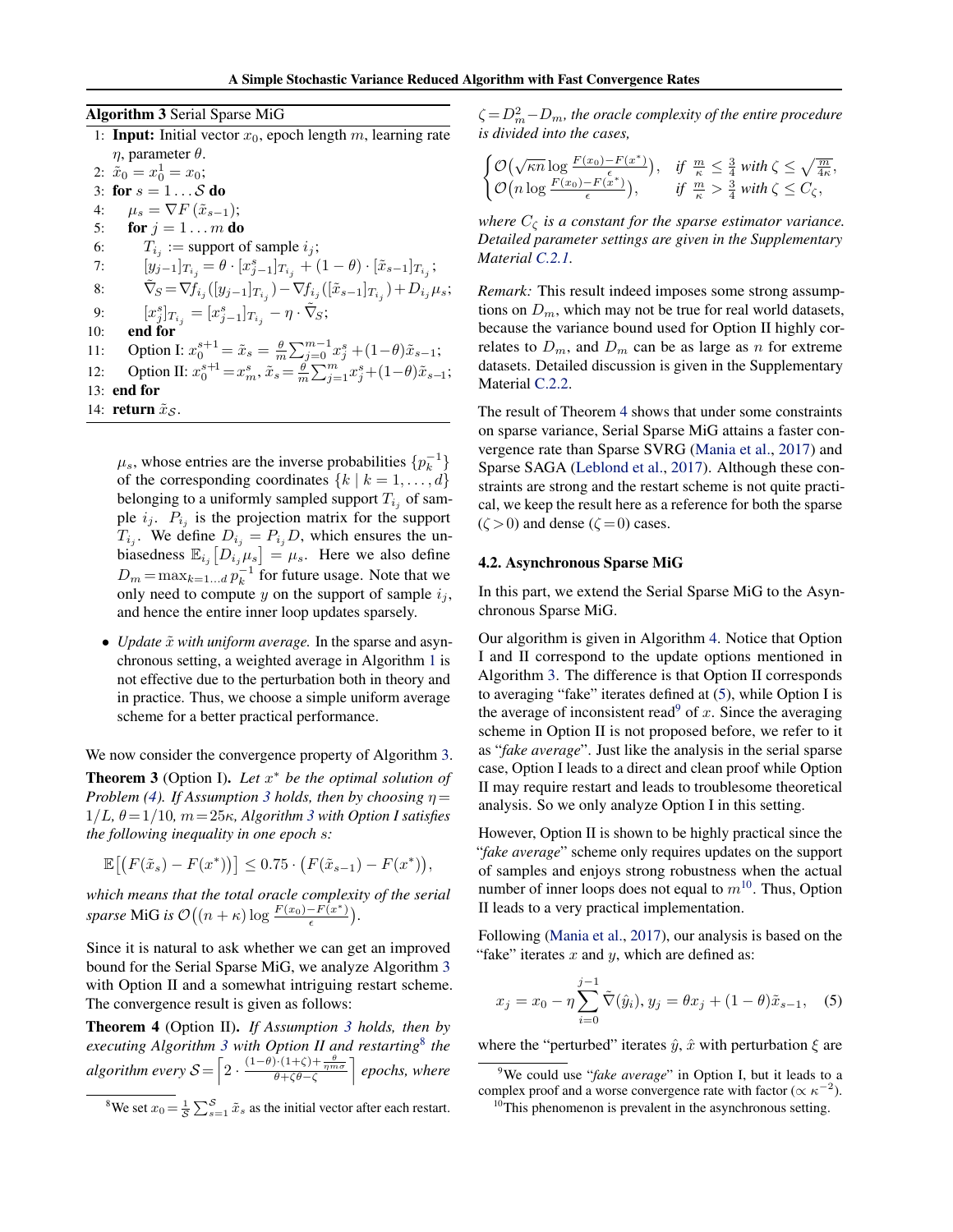**Algorithm 3** Serial Sparse MiG

```
1: Input: Initial vector x_0, epoch length m, learning rate η, parameter θ.
2: x̃_0 = x_0^1 = x_0;
3: for s = 1 ... S do
4:    μ_s = ∇F(x̃_{s-1});
5:    for j = 1 ... m do
6:       T_{i_j} := support of sample i_j;
7:       [y_{j-1}]_{T_{i_j}} = θ · [x_{j-1}^s]_{T_{i_j}} + (1 − θ) · [x̃_{s-1}]_{T_{i_j}};
8:       ∇̃_S = ∇f_{i_j}([y_{j-1}]_{T_{i_j}}) − ∇f_{i_j}([x̃_{s-1}]_{T_{i_j}}) + D_{i_j} μ_s;
9:       [x_j^s]_{T_{i_j}} = [x_{j-1}^s]_{T_{i_j}} − η · ∇̃_S;
10:   end for
11:   Option I: x_0^{s+1} = x̃_s = (θ/m) Σ_{j=0}^{m-1} x_j^s + (1−θ) x̃_{s-1};
12:   Option II: x_0^{s+1} = x_m^s, x̃_s = (θ/m) Σ_{j=1}^{m} x_j^s + (1−θ) x̃_{s-1};
13: end for
14: return x̃_S.
```

$\mu_s$, whose entries are the inverse probabilities $\{p_k^{-1}\}$ of the corresponding coordinates $\{k \mid k = 1, \ldots, d\}$ belonging to a uniformly sampled support $T_{i_j}$ of sample $i_j$. $P_{i_j}$ is the projection matrix for the support $T_{i_j}$. We define $D_{i_j} = P_{i_j} D$, which ensures the unbiasedness $\mathbb{E}_{i_j}\left[D_{i_j}\mu_s\right] = \mu_s$. Here we also define $D_m = \max_{k=1\ldots d} p_k^{-1}$ for future usage. Note that we only need to compute $y$ on the support of sample $i_j$, and hence the entire inner loop updates sparsely.

- *Update $\tilde{x}$ with uniform average.* In the sparse and asynchronous setting, a weighted average in Algorithm 1 is not effective due to the perturbation both in theory and in practice. Thus, we choose a simple uniform average scheme for a better practical performance.

We now consider the convergence property of Algorithm 3.

**Theorem 3** (Option I)**.** *Let $x^*$ be the optimal solution of Problem (4). If Assumption 3 holds, then by choosing $\eta = 1/L$, $\theta = 1/10$, $m = 25\kappa$, Algorithm 3 with Option I satisfies the following inequality in one epoch $s$:*

$$\mathbb{E}\big[\big(F(\tilde{x}_s) - F(x^*)\big)\big] \leq 0.75 \cdot \big(F(\tilde{x}_{s-1}) - F(x^*)\big),$$

*which means that the total oracle complexity of the serial sparse* MiG *is* $\mathcal{O}\big((n+\kappa)\log\frac{F(x_0)-F(x^*)}{\epsilon}\big)$.

Since it is natural to ask whether we can get an improved bound for the Serial Sparse MiG, we analyze Algorithm 3 with Option II and a somewhat intriguing restart scheme. The convergence result is given as follows:

**Theorem 4** (Option II)**.** *If Assumption 3 holds, then by executing Algorithm 3 with Option II and restarting*[8] *the algorithm every* $\mathcal{S} = \left\lceil 2 \cdot \frac{(1-\theta)\cdot(1+\zeta) + \frac{\theta}{\eta m \sigma}}{\theta + \zeta\theta - \zeta} \right\rceil$ *epochs, where* $\zeta = D_m^2 - D_m$*, the oracle complexity of the entire procedure is divided into the cases,*

$$\begin{cases} \mathcal{O}\big(\sqrt{\kappa n}\log\frac{F(x_0)-F(x^*)}{\epsilon}\big), & \text{if } \frac{m}{\kappa} \leq \frac{3}{4} \text{ with } \zeta \leq \sqrt{\frac{m}{4\kappa}}, \\ \mathcal{O}\big(n\log\frac{F(x_0)-F(x^*)}{\epsilon}\big), & \text{if } \frac{m}{\kappa} > \frac{3}{4} \text{ with } \zeta \leq C_\zeta, \end{cases}$$

*where $C_\zeta$ is a constant for the sparse estimator variance. Detailed parameter settings are given in the Supplementary Material C.2.1.*

*Remark:* This result indeed imposes some strong assumptions on $D_m$, which may not be true for real world datasets, because the variance bound used for Option II highly correlates to $D_m$, and $D_m$ can be as large as $n$ for extreme datasets. Detailed discussion is given in the Supplementary Material C.2.2.

The result of Theorem 4 shows that under some constraints on sparse variance, Serial Sparse MiG attains a faster convergence rate than Sparse SVRG (Mania et al., 2017) and Sparse SAGA (Leblond et al., 2017). Although these constraints are strong and the restart scheme is not quite practical, we keep the result here as a reference for both the sparse ($\zeta > 0$) and dense ($\zeta = 0$) cases.

### 4.2. Asynchronous Sparse MiG

In this part, we extend the Serial Sparse MiG to the Asynchronous Sparse MiG.

Our algorithm is given in Algorithm 4. Notice that Option I and II correspond to the update options mentioned in Algorithm 3. The difference is that Option II corresponds to averaging "fake" iterates defined at (5), while Option I is the average of inconsistent read[9] of $x$. Since the averaging scheme in Option II is not proposed before, we refer to it as "*fake average*". Just like the analysis in the serial sparse case, Option I leads to a direct and clean proof while Option II may require restart and leads to troublesome theoretical analysis. So we only analyze Option I in this setting.

However, Option II is shown to be highly practical since the "*fake average*" scheme only requires updates on the support of samples and enjoys strong robustness when the actual number of inner loops does not equal to $m$[10]. Thus, Option II leads to a very practical implementation.

Following (Mania et al., 2017), our analysis is based on the "fake" iterates $x$ and $y$, which are defined as:

$$x_j = x_0 - \eta\sum_{i=0}^{j-1}\tilde{\nabla}(\hat{y}_i), \, y_j = \theta x_j + (1-\theta)\tilde{x}_{s-1}, \quad (5)$$

where the "perturbed" iterates $\hat{y}$, $\hat{x}$ with perturbation $\xi$ are

[8] We set $x_0 = \frac{1}{\mathcal{S}}\sum_{s=1}^{\mathcal{S}}\tilde{x}_s$ as the initial vector after each restart.

[9] We could use "*fake average*" in Option I, but it leads to a complex proof and a worse convergence rate with factor ($\propto \kappa^{-2}$).

[10] This phenomenon is prevalent in the asynchronous setting.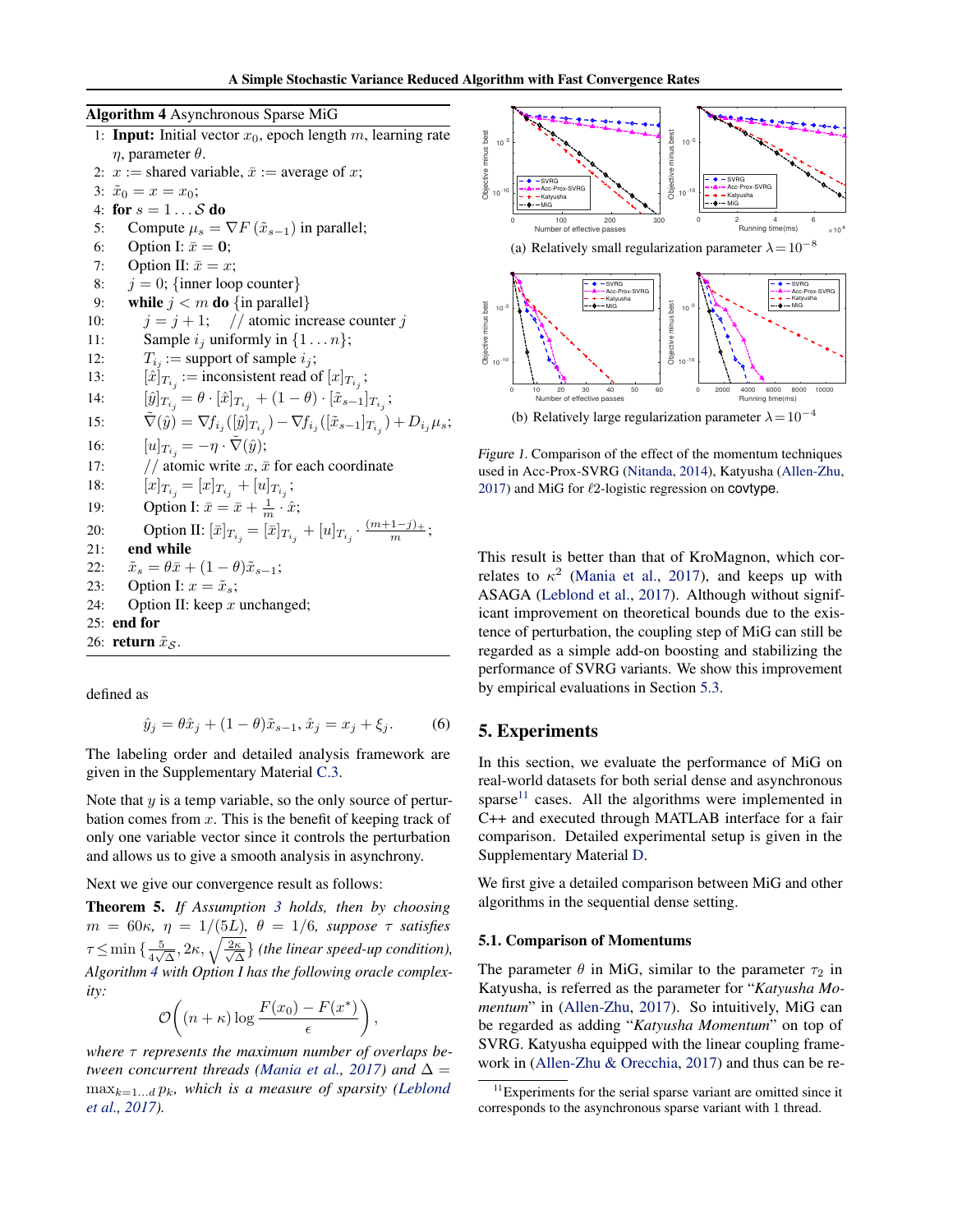**Algorithm 4** Asynchronous Sparse MiG

1: **Input:** Initial vector $x_0$, epoch length $m$, learning rate $\eta$, parameter $\theta$.
2: $x :=$ shared variable, $\bar{x} :=$ average of $x$;
3: $\tilde{x}_0 = x = x_0$;
4: **for** $s = 1 \dots \mathcal{S}$ **do**
5: Compute $\mu_s = \nabla F(\tilde{x}_{s-1})$ in parallel;
6: Option I: $\bar{x} = \mathbf{0}$;
7: Option II: $\bar{x} = x$;
8: $j = 0$; {inner loop counter}
9: **while** $j < m$ **do** {in parallel}
10: $j = j + 1$; // atomic increase counter $j$
11: Sample $i_j$ uniformly in $\{1 \dots n\}$;
12: $T_{i_j} :=$ support of sample $i_j$;
13: $[\hat{x}]_{T_{i_j}} :=$ inconsistent read of $[x]_{T_{i_j}}$;
14: $[\hat{y}]_{T_{i_j}} = \theta \cdot [\hat{x}]_{T_{i_j}} + (1-\theta) \cdot [\tilde{x}_{s-1}]_{T_{i_j}}$;
15: $\tilde{\nabla}(\hat{y}) = \nabla f_{i_j}([\hat{y}]_{T_{i_j}}) - \nabla f_{i_j}([\tilde{x}_{s-1}]_{T_{i_j}}) + D_{i_j}\mu_s$;
16: $[u]_{T_{i_j}} = -\eta \cdot \tilde{\nabla}(\hat{y})$;
17: // atomic write $x$, $\bar{x}$ for each coordinate
18: $[x]_{T_{i_j}} = [x]_{T_{i_j}} + [u]_{T_{i_j}}$;
19: Option I: $\bar{x} = \bar{x} + \frac{1}{m} \cdot \hat{x}$;
20: Option II: $[\bar{x}]_{T_{i_j}} = [\bar{x}]_{T_{i_j}} + [u]_{T_{i_j}} \cdot \frac{(m+1-j)_+}{m}$;
21: **end while**
22: $\tilde{x}_s = \theta \bar{x} + (1-\theta)\tilde{x}_{s-1}$;
23: Option I: $x = \tilde{x}_s$;
24: Option II: keep $x$ unchanged;
25: **end for**
26: **return** $\tilde{x}_{\mathcal{S}}$.

defined as

$$\hat{y}_j = \theta \hat{x}_j + (1-\theta)\tilde{x}_{s-1}, \hat{x}_j = x_j + \xi_j. \tag{6}$$

The labeling order and detailed analysis framework are given in the Supplementary Material C.3.

Note that $y$ is a temp variable, so the only source of perturbation comes from $x$. This is the benefit of keeping track of only one variable vector since it controls the perturbation and allows us to give a smooth analysis in asynchrony.

Next we give our convergence result as follows:

**Theorem 5.** *If Assumption 3 holds, then by choosing $m = 60\kappa$, $\eta = 1/(5L)$, $\theta = 1/6$, suppose $\tau$ satisfies $\tau \le \min\{\frac{5}{4\sqrt{\Delta}}, 2\kappa, \sqrt{\frac{2\kappa}{\sqrt{\Delta}}}\}$ (the linear speed-up condition), Algorithm 4 with Option I has the following oracle complexity:*

$$\mathcal{O}\bigg((n+\kappa)\log\frac{F(x_0) - F(x^*)}{\epsilon}\bigg),$$

*where $\tau$ represents the maximum number of overlaps between concurrent threads (Mania et al., 2017) and $\Delta = \max_{k=1\dots d} p_k$, which is a measure of sparsity (Leblond et al., 2017).*

(a) Relatively small regularization parameter $\lambda = 10^{-8}$

(b) Relatively large regularization parameter $\lambda = 10^{-4}$

*Figure 1.* Comparison of the effect of the momentum techniques used in Acc-Prox-SVRG (Nitanda, 2014), Katyusha (Allen-Zhu, 2017) and MiG for ℓ2-logistic regression on covtype.

This result is better than that of KroMagnon, which correlates to $\kappa^2$ (Mania et al., 2017), and keeps up with ASAGA (Leblond et al., 2017). Although without significant improvement on theoretical bounds due to the existence of perturbation, the coupling step of MiG can still be regarded as a simple add-on boosting and stabilizing the performance of SVRG variants. We show this improvement by empirical evaluations in Section 5.3.

## 5. Experiments

In this section, we evaluate the performance of MiG on real-world datasets for both serial dense and asynchronous sparse[11] cases. All the algorithms were implemented in C++ and executed through MATLAB interface for a fair comparison. Detailed experimental setup is given in the Supplementary Material D.

We first give a detailed comparison between MiG and other algorithms in the sequential dense setting.

### 5.1. Comparison of Momentums

The parameter $\theta$ in MiG, similar to the parameter $\tau_2$ in Katyusha, is referred as the parameter for "*Katyusha Momentum*" in (Allen-Zhu, 2017). So intuitively, MiG can be regarded as adding "*Katyusha Momentum*" on top of SVRG. Katyusha equipped with the linear coupling framework in (Allen-Zhu & Orecchia, 2017) and thus can be re-

[11] Experiments for the serial sparse variant are omitted since it corresponds to the asynchronous sparse variant with 1 thread.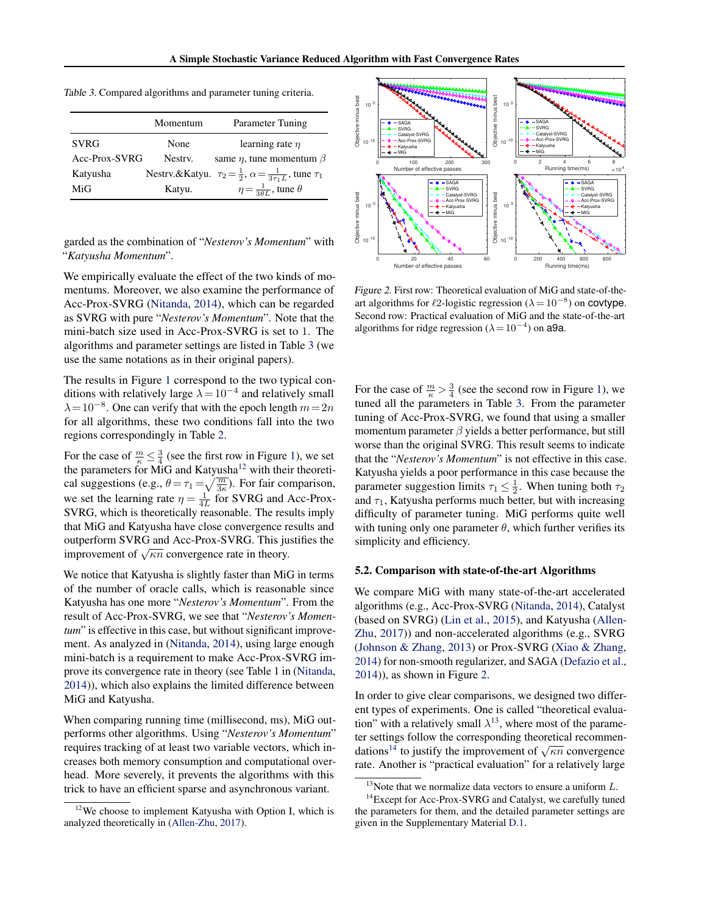Table 3. Compared algorithms and parameter tuning criteria.

| | Momentum | Parameter Tuning |
|---|---|---|
| SVRG | None | learning rate $\eta$ |
| Acc-Prox-SVRG | Nestrv. | same $\eta$, tune momentum $\beta$ |
| Katyusha | Nestrv.&Katyu. | $\tau_2 = \frac{1}{2}$, $\alpha = \frac{1}{3\tau_1 L}$, tune $\tau_1$ |
| MiG | Katyu. | $\eta = \frac{1}{3\theta L}$, tune $\theta$ |

garded as the combination of "*Nesterov's Momentum*" with "*Katyusha Momentum*".

We empirically evaluate the effect of the two kinds of momentums. Moreover, we also examine the performance of Acc-Prox-SVRG (Nitanda, 2014), which can be regarded as SVRG with pure "*Nesterov's Momentum*". Note that the mini-batch size used in Acc-Prox-SVRG is set to 1. The algorithms and parameter settings are listed in Table 3 (we use the same notations as in their original papers).

The results in Figure 1 correspond to the two typical conditions with relatively large $\lambda = 10^{-4}$ and relatively small $\lambda = 10^{-8}$. One can verify that with the epoch length $m = 2n$ for all algorithms, these two conditions fall into the two regions correspondingly in Table 2.

For the case of $\frac{m}{\kappa} \leq \frac{3}{4}$ (see the first row in Figure 1), we set the parameters for MiG and Katyusha[12] with their theoretical suggestions (e.g., $\theta = \tau_1 = \sqrt{\frac{m}{3\kappa}}$). For fair comparison, we set the learning rate $\eta = \frac{1}{4L}$ for SVRG and Acc-Prox-SVRG, which is theoretically reasonable. The results imply that MiG and Katyusha have close convergence results and outperform SVRG and Acc-Prox-SVRG. This justifies the improvement of $\sqrt{\kappa n}$ convergence rate in theory.

We notice that Katyusha is slightly faster than MiG in terms of the number of oracle calls, which is reasonable since Katyusha has one more "*Nesterov's Momentum*". From the result of Acc-Prox-SVRG, we see that "*Nesterov's Momentum*" is effective in this case, but without significant improvement. As analyzed in (Nitanda, 2014), using large enough mini-batch is a requirement to make Acc-Prox-SVRG improve its convergence rate in theory (see Table 1 in (Nitanda, 2014)), which also explains the limited difference between MiG and Katyusha.

When comparing running time (millisecond, ms), MiG outperforms other algorithms. Using "*Nesterov's Momentum*" requires tracking of at least two variable vectors, which increases both memory consumption and computational overhead. More severely, it prevents the algorithms with this trick to have an efficient sparse and asynchronous variant.

[12] We choose to implement Katyusha with Option I, which is analyzed theoretically in (Allen-Zhu, 2017).

Figure 2. First row: Theoretical evaluation of MiG and state-of-the-art algorithms for $\ell 2$-logistic regression ($\lambda = 10^{-8}$) on covtype. Second row: Practical evaluation of MiG and the state-of-the-art algorithms for ridge regression ($\lambda = 10^{-4}$) on a9a.

For the case of $\frac{m}{\kappa} > \frac{3}{4}$ (see the second row in Figure 1), we tuned all the parameters in Table 3. From the parameter tuning of Acc-Prox-SVRG, we found that using a smaller momentum parameter $\beta$ yields a better performance, but still worse than the original SVRG. This result seems to indicate that the "*Nesterov's Momentum*" is not effective in this case. Katyusha yields a poor performance in this case because the parameter suggestion limits $\tau_1 \leq \frac{1}{2}$. When tuning both $\tau_2$ and $\tau_1$, Katyusha performs much better, but with increasing difficulty of parameter tuning. MiG performs quite well with tuning only one parameter $\theta$, which further verifies its simplicity and efficiency.

### 5.2. Comparison with state-of-the-art Algorithms

We compare MiG with many state-of-the-art accelerated algorithms (e.g., Acc-Prox-SVRG (Nitanda, 2014), Catalyst (based on SVRG) (Lin et al., 2015), and Katyusha (Allen-Zhu, 2017)) and non-accelerated algorithms (e.g., SVRG (Johnson & Zhang, 2013) or Prox-SVRG (Xiao & Zhang, 2014) for non-smooth regularizer, and SAGA (Defazio et al., 2014)), as shown in Figure 2.

In order to give clear comparisons, we designed two different types of experiments. One is called "theoretical evaluation" with a relatively small $\lambda$[13], where most of the parameter settings follow the corresponding theoretical recommendations[14] to justify the improvement of $\sqrt{\kappa n}$ convergence rate. Another is "practical evaluation" for a relatively large

[13] Note that we normalize data vectors to ensure a uniform $L$.

[14] Except for Acc-Prox-SVRG and Catalyst, we carefully tuned the parameters for them, and the detailed parameter settings are given in the Supplementary Material D.1.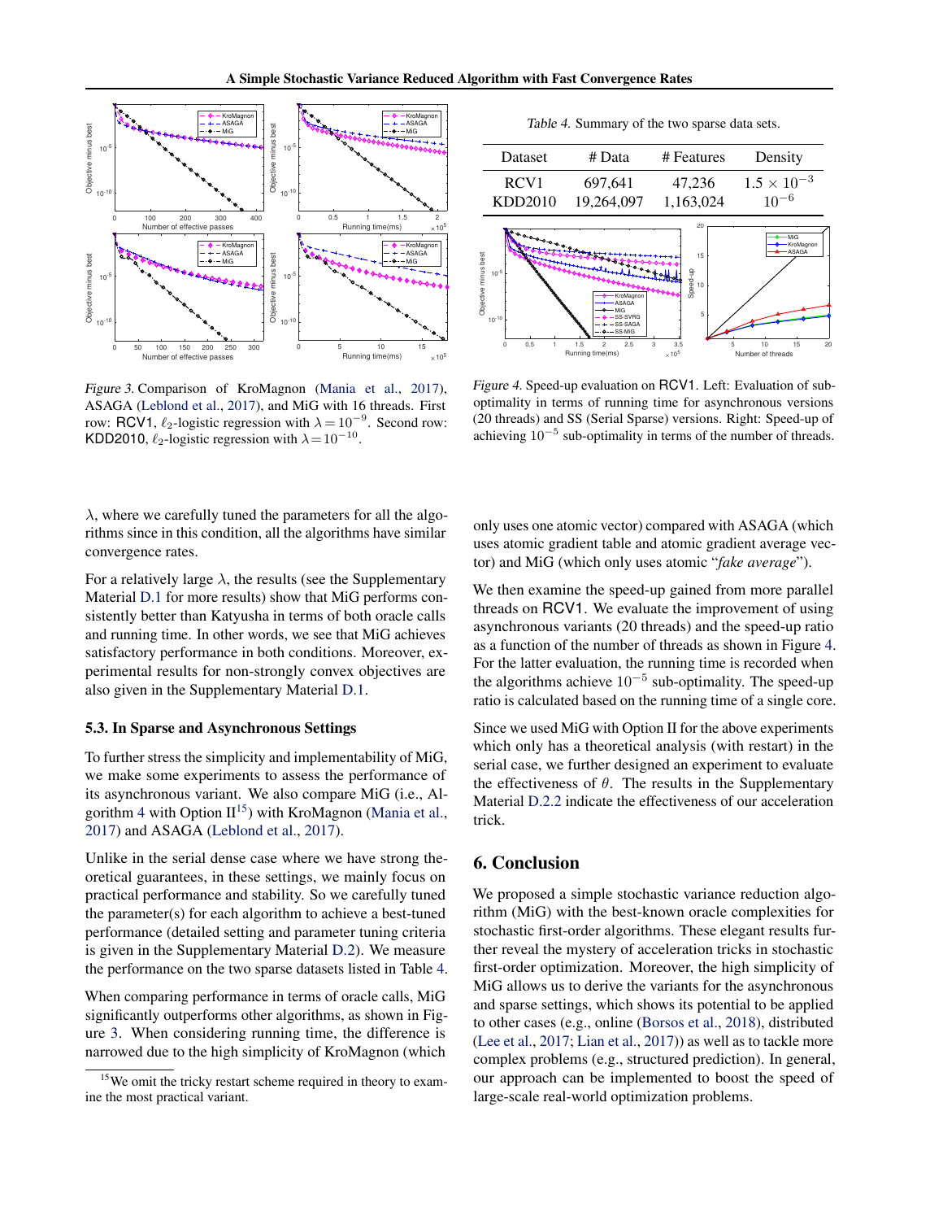*Figure 3.* Comparison of KroMagnon (Mania et al., 2017), ASAGA (Leblond et al., 2017), and MiG with 16 threads. First row: RCV1, $\ell_2$-logistic regression with $\lambda = 10^{-9}$. Second row: KDD2010, $\ell_2$-logistic regression with $\lambda = 10^{-10}$.

*Table 4.* Summary of the two sparse data sets.

| Dataset | # Data | # Features | Density |
|---|---|---|---|
| RCV1 | 697,641 | 47,236 | $1.5 \times 10^{-3}$ |
| KDD2010 | 19,264,097 | 1,163,024 | $10^{-6}$ |

*Figure 4.* Speed-up evaluation on RCV1. Left: Evaluation of sub-optimality in terms of running time for asynchronous versions (20 threads) and SS (Serial Sparse) versions. Right: Speed-up of achieving $10^{-5}$ sub-optimality in terms of the number of threads.

$\lambda$, where we carefully tuned the parameters for all the algorithms since in this condition, all the algorithms have similar convergence rates.

For a relatively large $\lambda$, the results (see the Supplementary Material D.1 for more results) show that MiG performs consistently better than Katyusha in terms of both oracle calls and running time. In other words, we see that MiG achieves satisfactory performance in both conditions. Moreover, experimental results for non-strongly convex objectives are also given in the Supplementary Material D.1.

### 5.3. In Sparse and Asynchronous Settings

To further stress the simplicity and implementability of MiG, we make some experiments to assess the performance of its asynchronous variant. We also compare MiG (i.e., Algorithm 4 with Option II[15]) with KroMagnon (Mania et al., 2017) and ASAGA (Leblond et al., 2017).

Unlike in the serial dense case where we have strong theoretical guarantees, in these settings, we mainly focus on practical performance and stability. So we carefully tuned the parameter(s) for each algorithm to achieve a best-tuned performance (detailed setting and parameter tuning criteria is given in the Supplementary Material D.2). We measure the performance on the two sparse datasets listed in Table 4.

When comparing performance in terms of oracle calls, MiG significantly outperforms other algorithms, as shown in Figure 3. When considering running time, the difference is narrowed due to the high simplicity of KroMagnon (which only uses one atomic vector) compared with ASAGA (which uses atomic gradient table and atomic gradient average vector) and MiG (which only uses atomic "*fake average*").

We then examine the speed-up gained from more parallel threads on RCV1. We evaluate the improvement of using asynchronous variants (20 threads) and the speed-up ratio as a function of the number of threads as shown in Figure 4. For the latter evaluation, the running time is recorded when the algorithms achieve $10^{-5}$ sub-optimality. The speed-up ratio is calculated based on the running time of a single core.

Since we used MiG with Option II for the above experiments which only has a theoretical analysis (with restart) in the serial case, we further designed an experiment to evaluate the effectiveness of $\theta$. The results in the Supplementary Material D.2.2 indicate the effectiveness of our acceleration trick.

## 6. Conclusion

We proposed a simple stochastic variance reduction algorithm (MiG) with the best-known oracle complexities for stochastic first-order algorithms. These elegant results further reveal the mystery of acceleration tricks in stochastic first-order optimization. Moreover, the high simplicity of MiG allows us to derive the variants for the asynchronous and sparse settings, which shows its potential to be applied to other cases (e.g., online (Borsos et al., 2018), distributed (Lee et al., 2017; Lian et al., 2017)) as well as to tackle more complex problems (e.g., structured prediction). In general, our approach can be implemented to boost the speed of large-scale real-world optimization problems.

[15] We omit the tricky restart scheme required in theory to examine the most practical variant.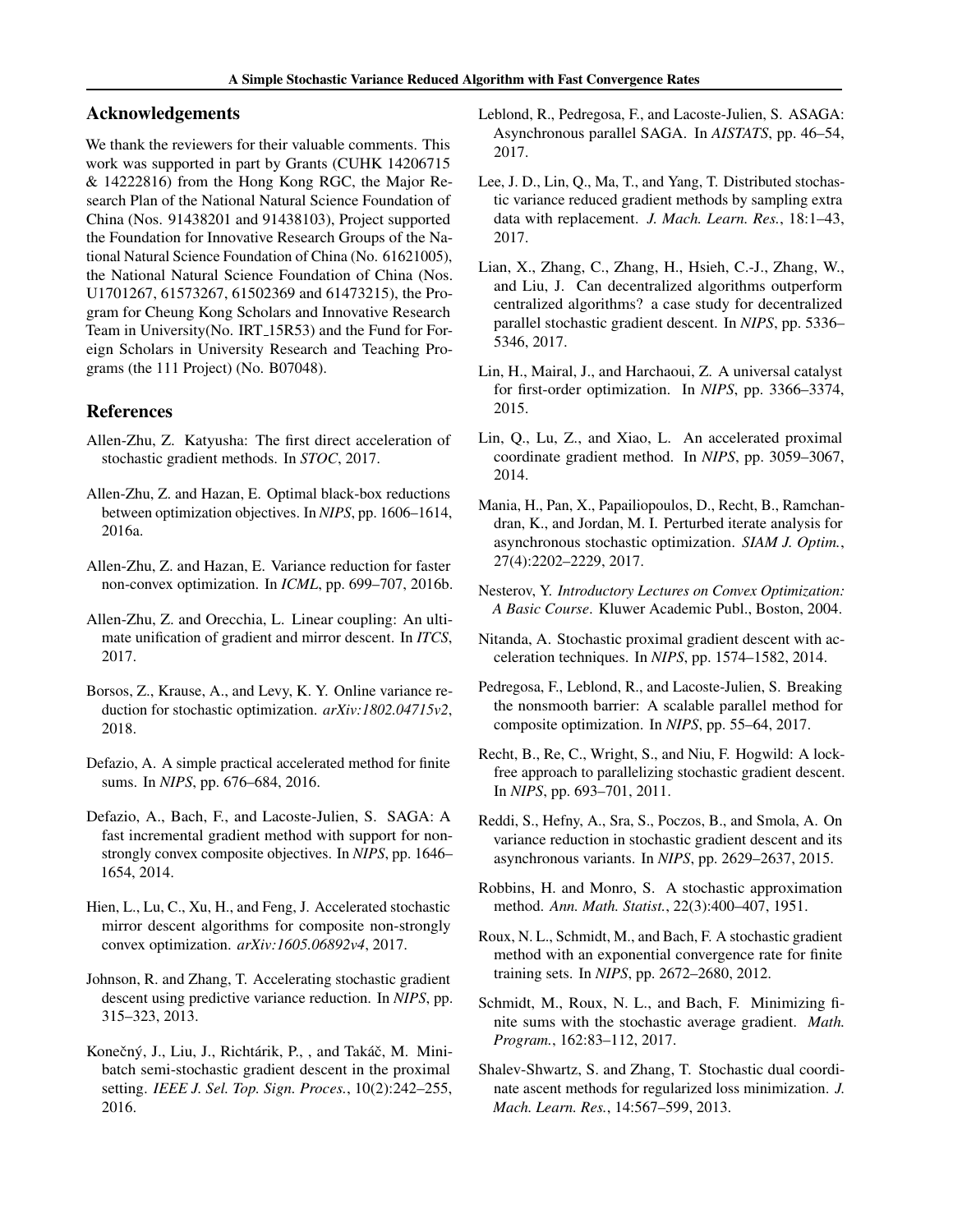## Acknowledgements

We thank the reviewers for their valuable comments. This work was supported in part by Grants (CUHK 14206715 & 14222816) from the Hong Kong RGC, the Major Research Plan of the National Natural Science Foundation of China (Nos. 91438201 and 91438103), Project supported the Foundation for Innovative Research Groups of the National Natural Science Foundation of China (No. 61621005), the National Natural Science Foundation of China (Nos. U1701267, 61573267, 61502369 and 61473215), the Program for Cheung Kong Scholars and Innovative Research Team in University(No. IRT_15R53) and the Fund for Foreign Scholars in University Research and Teaching Programs (the 111 Project) (No. B07048).

## References

Allen-Zhu, Z. Katyusha: The first direct acceleration of stochastic gradient methods. In *STOC*, 2017.

Allen-Zhu, Z. and Hazan, E. Optimal black-box reductions between optimization objectives. In *NIPS*, pp. 1606–1614, 2016a.

Allen-Zhu, Z. and Hazan, E. Variance reduction for faster non-convex optimization. In *ICML*, pp. 699–707, 2016b.

Allen-Zhu, Z. and Orecchia, L. Linear coupling: An ultimate unification of gradient and mirror descent. In *ITCS*, 2017.

Borsos, Z., Krause, A., and Levy, K. Y. Online variance reduction for stochastic optimization. *arXiv:1802.04715v2*, 2018.

Defazio, A. A simple practical accelerated method for finite sums. In *NIPS*, pp. 676–684, 2016.

Defazio, A., Bach, F., and Lacoste-Julien, S. SAGA: A fast incremental gradient method with support for non-strongly convex composite objectives. In *NIPS*, pp. 1646–1654, 2014.

Hien, L., Lu, C., Xu, H., and Feng, J. Accelerated stochastic mirror descent algorithms for composite non-strongly convex optimization. *arXiv:1605.06892v4*, 2017.

Johnson, R. and Zhang, T. Accelerating stochastic gradient descent using predictive variance reduction. In *NIPS*, pp. 315–323, 2013.

Konečný, J., Liu, J., Richtárik, P., , and Takáč, M. Mini-batch semi-stochastic gradient descent in the proximal setting. *IEEE J. Sel. Top. Sign. Proces.*, 10(2):242–255, 2016.

Leblond, R., Pedregosa, F., and Lacoste-Julien, S. ASAGA: Asynchronous parallel SAGA. In *AISTATS*, pp. 46–54, 2017.

Lee, J. D., Lin, Q., Ma, T., and Yang, T. Distributed stochastic variance reduced gradient methods by sampling extra data with replacement. *J. Mach. Learn. Res.*, 18:1–43, 2017.

Lian, X., Zhang, C., Zhang, H., Hsieh, C.-J., Zhang, W., and Liu, J. Can decentralized algorithms outperform centralized algorithms? a case study for decentralized parallel stochastic gradient descent. In *NIPS*, pp. 5336–5346, 2017.

Lin, H., Mairal, J., and Harchaoui, Z. A universal catalyst for first-order optimization. In *NIPS*, pp. 3366–3374, 2015.

Lin, Q., Lu, Z., and Xiao, L. An accelerated proximal coordinate gradient method. In *NIPS*, pp. 3059–3067, 2014.

Mania, H., Pan, X., Papailiopoulos, D., Recht, B., Ramchandran, K., and Jordan, M. I. Perturbed iterate analysis for asynchronous stochastic optimization. *SIAM J. Optim.*, 27(4):2202–2229, 2017.

Nesterov, Y. *Introductory Lectures on Convex Optimization: A Basic Course*. Kluwer Academic Publ., Boston, 2004.

Nitanda, A. Stochastic proximal gradient descent with acceleration techniques. In *NIPS*, pp. 1574–1582, 2014.

Pedregosa, F., Leblond, R., and Lacoste-Julien, S. Breaking the nonsmooth barrier: A scalable parallel method for composite optimization. In *NIPS*, pp. 55–64, 2017.

Recht, B., Re, C., Wright, S., and Niu, F. Hogwild: A lock-free approach to parallelizing stochastic gradient descent. In *NIPS*, pp. 693–701, 2011.

Reddi, S., Hefny, A., Sra, S., Poczos, B., and Smola, A. On variance reduction in stochastic gradient descent and its asynchronous variants. In *NIPS*, pp. 2629–2637, 2015.

Robbins, H. and Monro, S. A stochastic approximation method. *Ann. Math. Statist.*, 22(3):400–407, 1951.

Roux, N. L., Schmidt, M., and Bach, F. A stochastic gradient method with an exponential convergence rate for finite training sets. In *NIPS*, pp. 2672–2680, 2012.

Schmidt, M., Roux, N. L., and Bach, F. Minimizing finite sums with the stochastic average gradient. *Math. Program.*, 162:83–112, 2017.

Shalev-Shwartz, S. and Zhang, T. Stochastic dual coordinate ascent methods for regularized loss minimization. *J. Mach. Learn. Res.*, 14:567–599, 2013.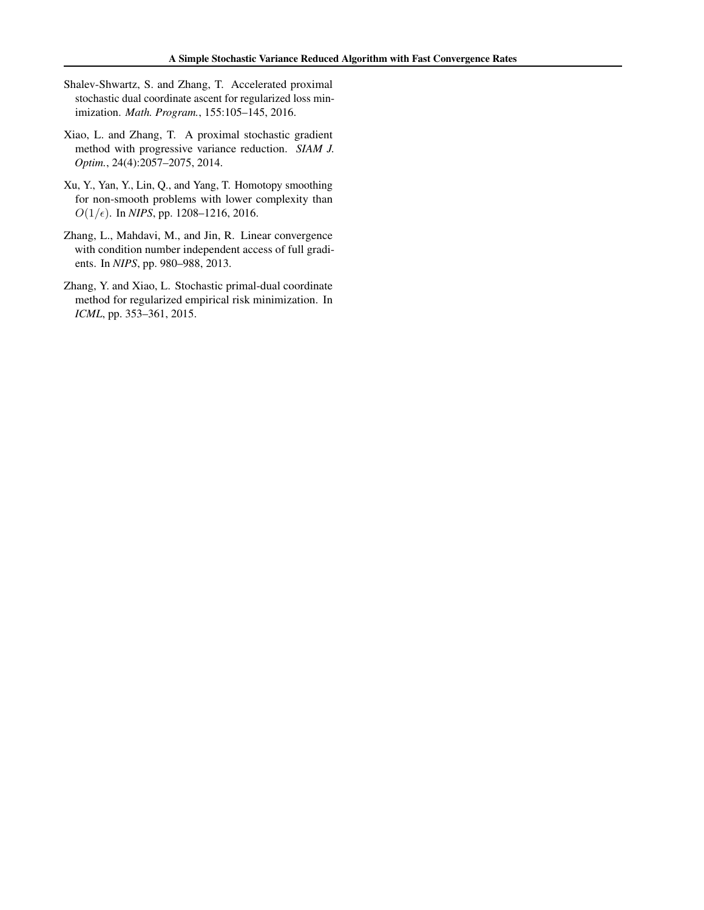Shalev-Shwartz, S. and Zhang, T. Accelerated proximal stochastic dual coordinate ascent for regularized loss minimization. *Math. Program.*, 155:105–145, 2016.

Xiao, L. and Zhang, T. A proximal stochastic gradient method with progressive variance reduction. *SIAM J. Optim.*, 24(4):2057–2075, 2014.

Xu, Y., Yan, Y., Lin, Q., and Yang, T. Homotopy smoothing for non-smooth problems with lower complexity than $O(1/\epsilon)$. In *NIPS*, pp. 1208–1216, 2016.

Zhang, L., Mahdavi, M., and Jin, R. Linear convergence with condition number independent access of full gradients. In *NIPS*, pp. 980–988, 2013.

Zhang, Y. and Xiao, L. Stochastic primal-dual coordinate method for regularized empirical risk minimization. In *ICML*, pp. 353–361, 2015.